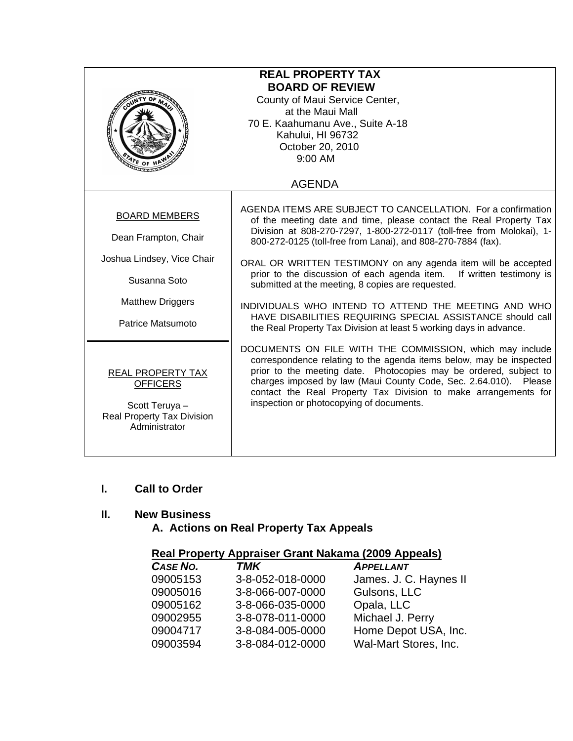# REAL PROPERTY TAX BOARD OF REVIEW

County of Maui Service Center,
at the Maui Mall
70 E. Kaahumanu Ave., Suite A-18
Kahului, HI 96732
October 20, 2010
9:00 AM

## AGENDA

**BOARD MEMBERS**

Dean Frampton, Chair

Joshua Lindsey, Vice Chair

Susanna Soto

Matthew Driggers

Patrice Matsumoto

**REAL PROPERTY TAX OFFICERS**

Scott Teruya – Real Property Tax Division Administrator

AGENDA ITEMS ARE SUBJECT TO CANCELLATION. For a confirmation of the meeting date and time, please contact the Real Property Tax Division at 808-270-7297, 1-800-272-0117 (toll-free from Molokai), 1-800-272-0125 (toll-free from Lanai), and 808-270-7884 (fax).

ORAL OR WRITTEN TESTIMONY on any agenda item will be accepted prior to the discussion of each agenda item. If written testimony is submitted at the meeting, 8 copies are requested.

INDIVIDUALS WHO INTEND TO ATTEND THE MEETING AND WHO HAVE DISABILITIES REQUIRING SPECIAL ASSISTANCE should call the Real Property Tax Division at least 5 working days in advance.

DOCUMENTS ON FILE WITH THE COMMISSION, which may include correspondence relating to the agenda items below, may be inspected prior to the meeting date. Photocopies may be ordered, subject to charges imposed by law (Maui County Code, Sec. 2.64.010). Please contact the Real Property Tax Division to make arrangements for inspection or photocopying of documents.

## I. Call to Order

## II. New Business

### A. Actions on Real Property Tax Appeals

**Real Property Appraiser Grant Nakama (2009 Appeals)**

| *CASE NO.* | *TMK* | *APPELLANT* |
|---|---|---|
| 09005153 | 3-8-052-018-0000 | James. J. C. Haynes II |
| 09005016 | 3-8-066-007-0000 | Gulsons, LLC |
| 09005162 | 3-8-066-035-0000 | Opala, LLC |
| 09002955 | 3-8-078-011-0000 | Michael J. Perry |
| 09004717 | 3-8-084-005-0000 | Home Depot USA, Inc. |
| 09003594 | 3-8-084-012-0000 | Wal-Mart Stores, Inc. |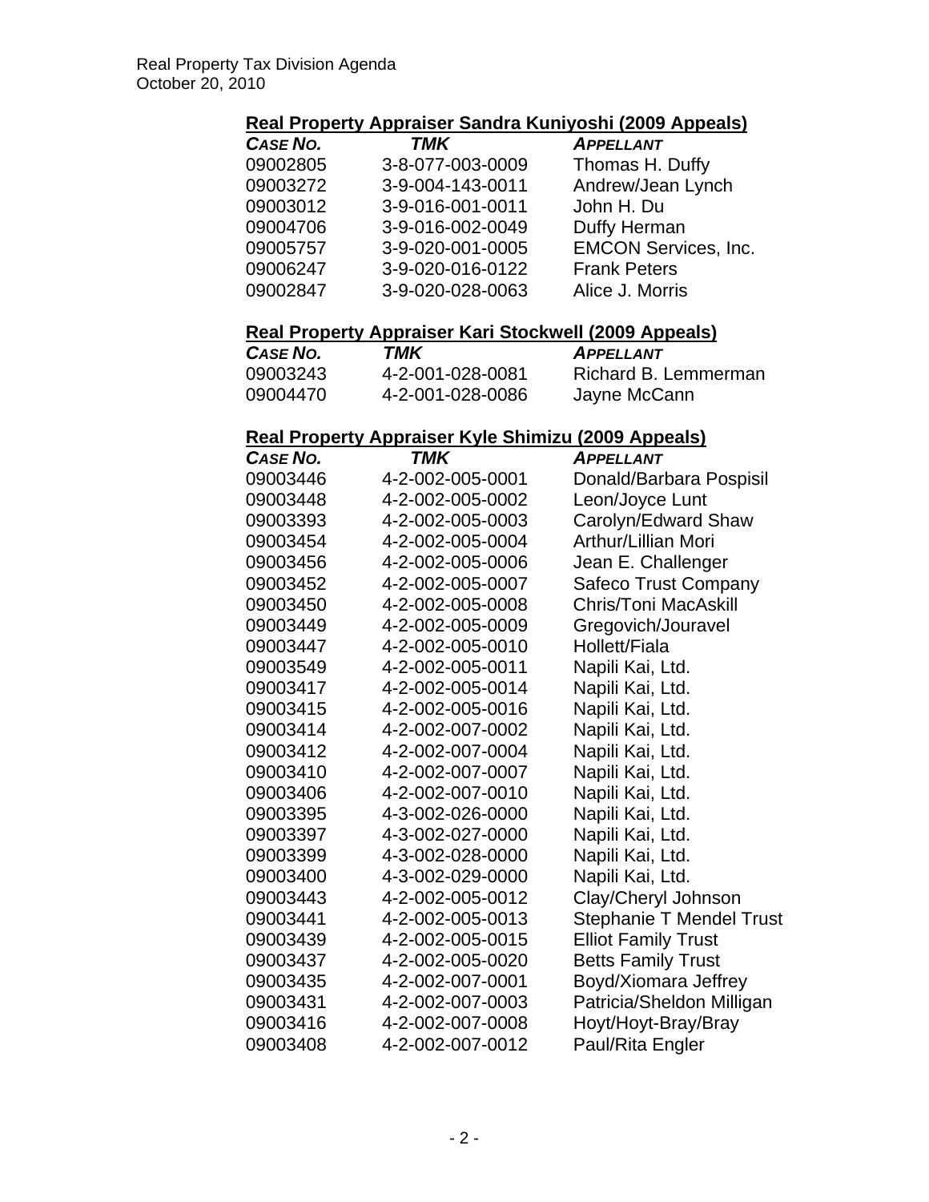## Real Property Appraiser Sandra Kuniyoshi (2009 Appeals)

| *CASE NO.* | *TMK* | *APPELLANT* |
|---|---|---|
| 09002805 | 3-8-077-003-0009 | Thomas H. Duffy |
| 09003272 | 3-9-004-143-0011 | Andrew/Jean Lynch |
| 09003012 | 3-9-016-001-0011 | John H. Du |
| 09004706 | 3-9-016-002-0049 | Duffy Herman |
| 09005757 | 3-9-020-001-0005 | EMCON Services, Inc. |
| 09006247 | 3-9-020-016-0122 | Frank Peters |
| 09002847 | 3-9-020-028-0063 | Alice J. Morris |

## Real Property Appraiser Kari Stockwell (2009 Appeals)

| *CASE NO.* | *TMK* | *APPELLANT* |
|---|---|---|
| 09003243 | 4-2-001-028-0081 | Richard B. Lemmerman |
| 09004470 | 4-2-001-028-0086 | Jayne McCann |

## Real Property Appraiser Kyle Shimizu (2009 Appeals)

| *CASE NO.* | *TMK* | *APPELLANT* |
|---|---|---|
| 09003446 | 4-2-002-005-0001 | Donald/Barbara Pospisil |
| 09003448 | 4-2-002-005-0002 | Leon/Joyce Lunt |
| 09003393 | 4-2-002-005-0003 | Carolyn/Edward Shaw |
| 09003454 | 4-2-002-005-0004 | Arthur/Lillian Mori |
| 09003456 | 4-2-002-005-0006 | Jean E. Challenger |
| 09003452 | 4-2-002-005-0007 | Safeco Trust Company |
| 09003450 | 4-2-002-005-0008 | Chris/Toni MacAskill |
| 09003449 | 4-2-002-005-0009 | Gregovich/Jouravel |
| 09003447 | 4-2-002-005-0010 | Hollett/Fiala |
| 09003549 | 4-2-002-005-0011 | Napili Kai, Ltd. |
| 09003417 | 4-2-002-005-0014 | Napili Kai, Ltd. |
| 09003415 | 4-2-002-005-0016 | Napili Kai, Ltd. |
| 09003414 | 4-2-002-007-0002 | Napili Kai, Ltd. |
| 09003412 | 4-2-002-007-0004 | Napili Kai, Ltd. |
| 09003410 | 4-2-002-007-0007 | Napili Kai, Ltd. |
| 09003406 | 4-2-002-007-0010 | Napili Kai, Ltd. |
| 09003395 | 4-3-002-026-0000 | Napili Kai, Ltd. |
| 09003397 | 4-3-002-027-0000 | Napili Kai, Ltd. |
| 09003399 | 4-3-002-028-0000 | Napili Kai, Ltd. |
| 09003400 | 4-3-002-029-0000 | Napili Kai, Ltd. |
| 09003443 | 4-2-002-005-0012 | Clay/Cheryl Johnson |
| 09003441 | 4-2-002-005-0013 | Stephanie T Mendel Trust |
| 09003439 | 4-2-002-005-0015 | Elliot Family Trust |
| 09003437 | 4-2-002-005-0020 | Betts Family Trust |
| 09003435 | 4-2-002-007-0001 | Boyd/Xiomara Jeffrey |
| 09003431 | 4-2-002-007-0003 | Patricia/Sheldon Milligan |
| 09003416 | 4-2-002-007-0008 | Hoyt/Hoyt-Bray/Bray |
| 09003408 | 4-2-002-007-0012 | Paul/Rita Engler |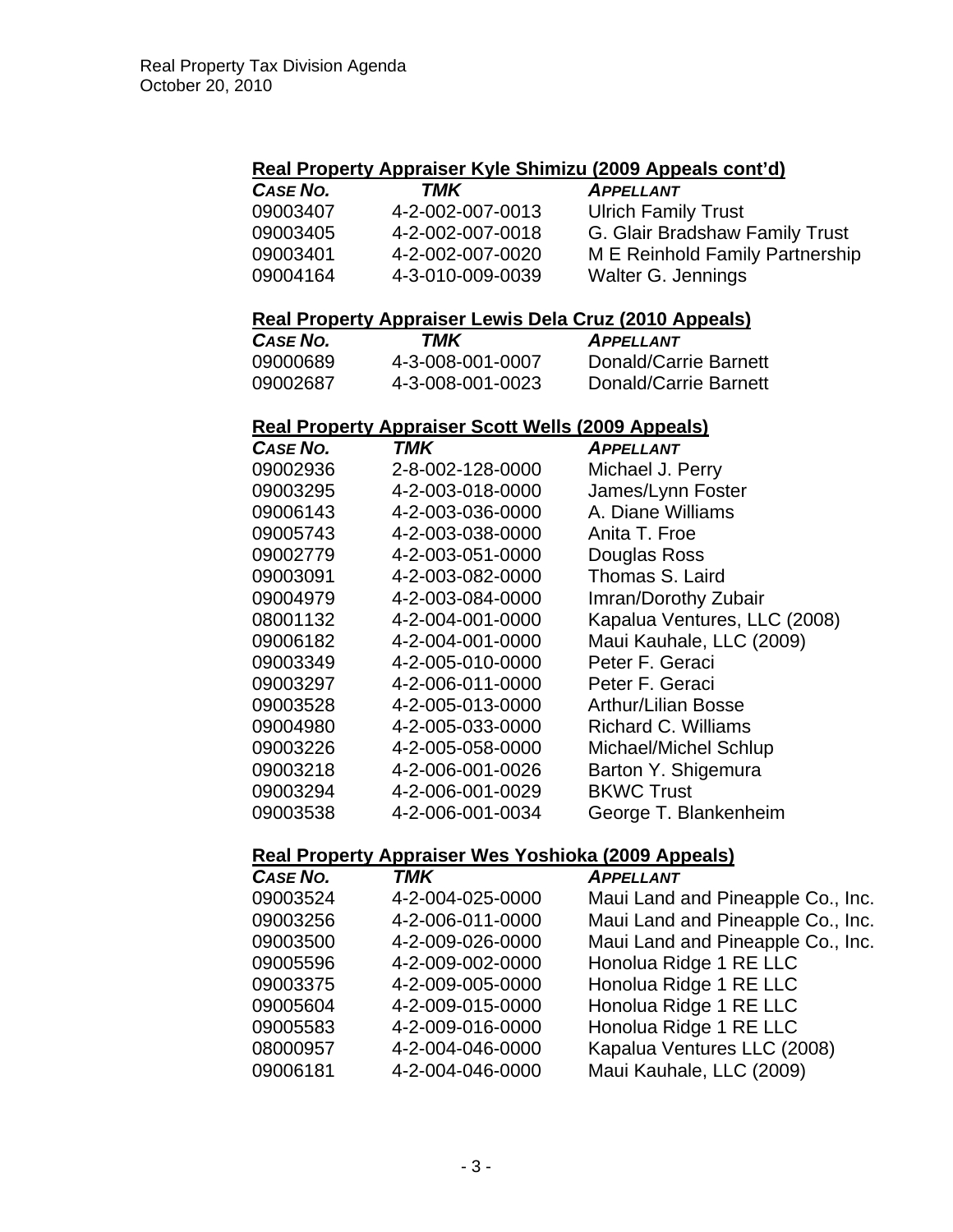**Real Property Appraiser Kyle Shimizu (2009 Appeals cont'd)**

| *CASE NO.* | *TMK* | *APPELLANT* |
|---|---|---|
| 09003407 | 4-2-002-007-0013 | Ulrich Family Trust |
| 09003405 | 4-2-002-007-0018 | G. Glair Bradshaw Family Trust |
| 09003401 | 4-2-002-007-0020 | M E Reinhold Family Partnership |
| 09004164 | 4-3-010-009-0039 | Walter G. Jennings |

**Real Property Appraiser Lewis Dela Cruz (2010 Appeals)**

| *CASE NO.* | *TMK* | *APPELLANT* |
|---|---|---|
| 09000689 | 4-3-008-001-0007 | Donald/Carrie Barnett |
| 09002687 | 4-3-008-001-0023 | Donald/Carrie Barnett |

**Real Property Appraiser Scott Wells (2009 Appeals)**

| *CASE NO.* | *TMK* | *APPELLANT* |
|---|---|---|
| 09002936 | 2-8-002-128-0000 | Michael J. Perry |
| 09003295 | 4-2-003-018-0000 | James/Lynn Foster |
| 09006143 | 4-2-003-036-0000 | A. Diane Williams |
| 09005743 | 4-2-003-038-0000 | Anita T. Froe |
| 09002779 | 4-2-003-051-0000 | Douglas Ross |
| 09003091 | 4-2-003-082-0000 | Thomas S. Laird |
| 09004979 | 4-2-003-084-0000 | Imran/Dorothy Zubair |
| 08001132 | 4-2-004-001-0000 | Kapalua Ventures, LLC (2008) |
| 09006182 | 4-2-004-001-0000 | Maui Kauhale, LLC (2009) |
| 09003349 | 4-2-005-010-0000 | Peter F. Geraci |
| 09003297 | 4-2-006-011-0000 | Peter F. Geraci |
| 09003528 | 4-2-005-013-0000 | Arthur/Lilian Bosse |
| 09004980 | 4-2-005-033-0000 | Richard C. Williams |
| 09003226 | 4-2-005-058-0000 | Michael/Michel Schlup |
| 09003218 | 4-2-006-001-0026 | Barton Y. Shigemura |
| 09003294 | 4-2-006-001-0029 | BKWC Trust |
| 09003538 | 4-2-006-001-0034 | George T. Blankenheim |

**Real Property Appraiser Wes Yoshioka (2009 Appeals)**

| *CASE NO.* | *TMK* | *APPELLANT* |
|---|---|---|
| 09003524 | 4-2-004-025-0000 | Maui Land and Pineapple Co., Inc. |
| 09003256 | 4-2-006-011-0000 | Maui Land and Pineapple Co., Inc. |
| 09003500 | 4-2-009-026-0000 | Maui Land and Pineapple Co., Inc. |
| 09005596 | 4-2-009-002-0000 | Honolua Ridge 1 RE LLC |
| 09003375 | 4-2-009-005-0000 | Honolua Ridge 1 RE LLC |
| 09005604 | 4-2-009-015-0000 | Honolua Ridge 1 RE LLC |
| 09005583 | 4-2-009-016-0000 | Honolua Ridge 1 RE LLC |
| 08000957 | 4-2-004-046-0000 | Kapalua Ventures LLC (2008) |
| 09006181 | 4-2-004-046-0000 | Maui Kauhale, LLC (2009) |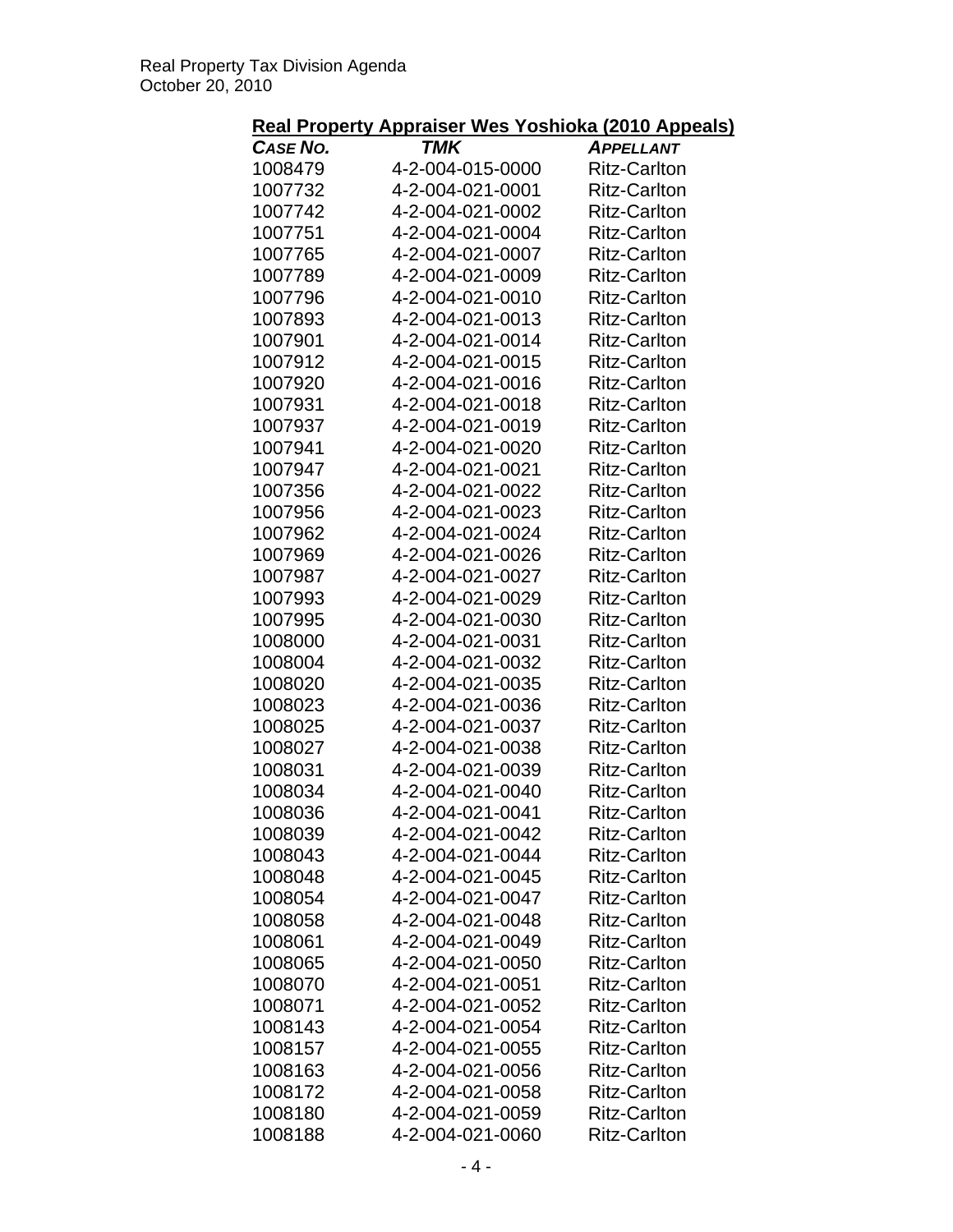**Real Property Appraiser Wes Yoshioka (2010 Appeals)**

| *CASE NO.* | *TMK* | *APPELLANT* |
|---|---|---|
| 1008479 | 4-2-004-015-0000 | Ritz-Carlton |
| 1007732 | 4-2-004-021-0001 | Ritz-Carlton |
| 1007742 | 4-2-004-021-0002 | Ritz-Carlton |
| 1007751 | 4-2-004-021-0004 | Ritz-Carlton |
| 1007765 | 4-2-004-021-0007 | Ritz-Carlton |
| 1007789 | 4-2-004-021-0009 | Ritz-Carlton |
| 1007796 | 4-2-004-021-0010 | Ritz-Carlton |
| 1007893 | 4-2-004-021-0013 | Ritz-Carlton |
| 1007901 | 4-2-004-021-0014 | Ritz-Carlton |
| 1007912 | 4-2-004-021-0015 | Ritz-Carlton |
| 1007920 | 4-2-004-021-0016 | Ritz-Carlton |
| 1007931 | 4-2-004-021-0018 | Ritz-Carlton |
| 1007937 | 4-2-004-021-0019 | Ritz-Carlton |
| 1007941 | 4-2-004-021-0020 | Ritz-Carlton |
| 1007947 | 4-2-004-021-0021 | Ritz-Carlton |
| 1007356 | 4-2-004-021-0022 | Ritz-Carlton |
| 1007956 | 4-2-004-021-0023 | Ritz-Carlton |
| 1007962 | 4-2-004-021-0024 | Ritz-Carlton |
| 1007969 | 4-2-004-021-0026 | Ritz-Carlton |
| 1007987 | 4-2-004-021-0027 | Ritz-Carlton |
| 1007993 | 4-2-004-021-0029 | Ritz-Carlton |
| 1007995 | 4-2-004-021-0030 | Ritz-Carlton |
| 1008000 | 4-2-004-021-0031 | Ritz-Carlton |
| 1008004 | 4-2-004-021-0032 | Ritz-Carlton |
| 1008020 | 4-2-004-021-0035 | Ritz-Carlton |
| 1008023 | 4-2-004-021-0036 | Ritz-Carlton |
| 1008025 | 4-2-004-021-0037 | Ritz-Carlton |
| 1008027 | 4-2-004-021-0038 | Ritz-Carlton |
| 1008031 | 4-2-004-021-0039 | Ritz-Carlton |
| 1008034 | 4-2-004-021-0040 | Ritz-Carlton |
| 1008036 | 4-2-004-021-0041 | Ritz-Carlton |
| 1008039 | 4-2-004-021-0042 | Ritz-Carlton |
| 1008043 | 4-2-004-021-0044 | Ritz-Carlton |
| 1008048 | 4-2-004-021-0045 | Ritz-Carlton |
| 1008054 | 4-2-004-021-0047 | Ritz-Carlton |
| 1008058 | 4-2-004-021-0048 | Ritz-Carlton |
| 1008061 | 4-2-004-021-0049 | Ritz-Carlton |
| 1008065 | 4-2-004-021-0050 | Ritz-Carlton |
| 1008070 | 4-2-004-021-0051 | Ritz-Carlton |
| 1008071 | 4-2-004-021-0052 | Ritz-Carlton |
| 1008143 | 4-2-004-021-0054 | Ritz-Carlton |
| 1008157 | 4-2-004-021-0055 | Ritz-Carlton |
| 1008163 | 4-2-004-021-0056 | Ritz-Carlton |
| 1008172 | 4-2-004-021-0058 | Ritz-Carlton |
| 1008180 | 4-2-004-021-0059 | Ritz-Carlton |
| 1008188 | 4-2-004-021-0060 | Ritz-Carlton |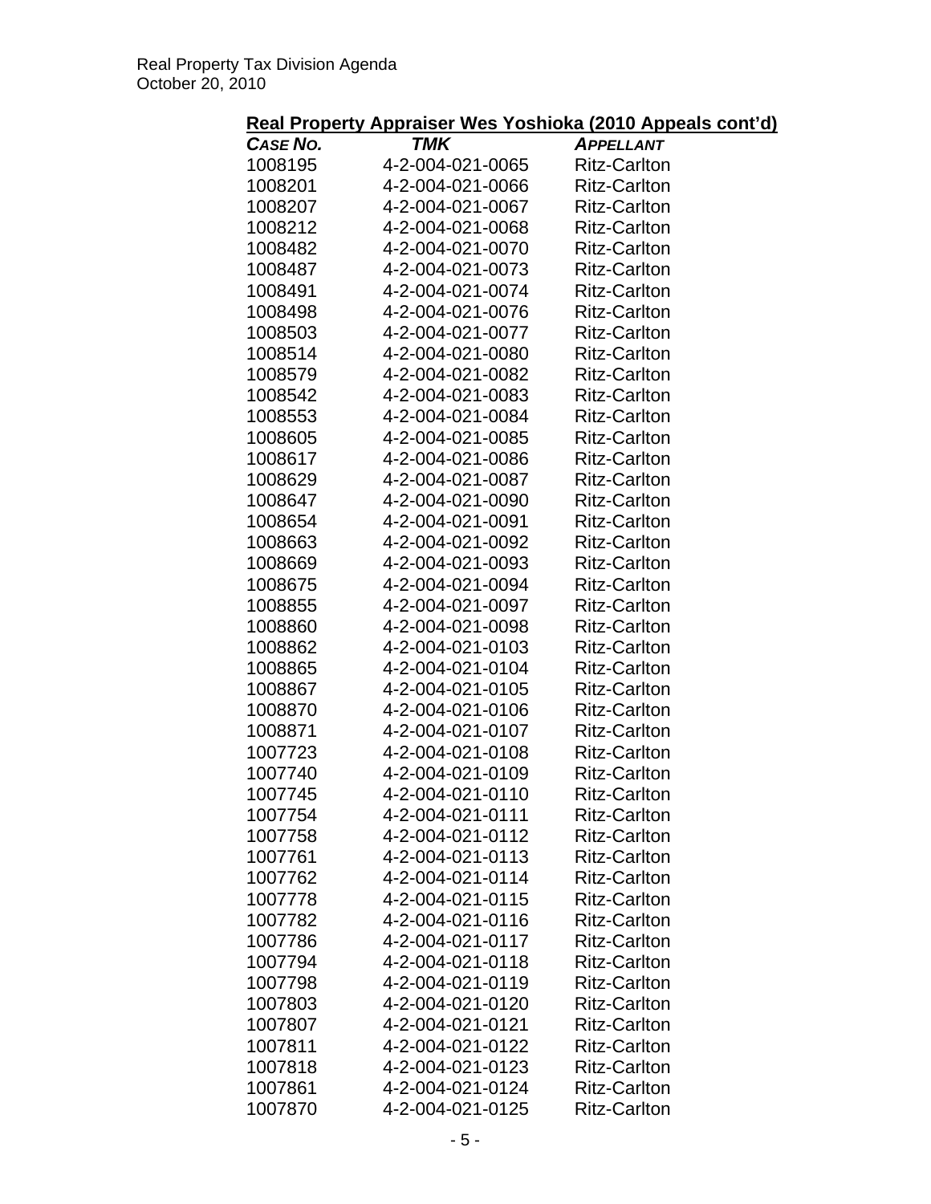## Real Property Appraiser Wes Yoshioka (2010 Appeals cont'd)

| *CASE NO.* | *TMK* | *APPELLANT* |
|---|---|---|
| 1008195 | 4-2-004-021-0065 | Ritz-Carlton |
| 1008201 | 4-2-004-021-0066 | Ritz-Carlton |
| 1008207 | 4-2-004-021-0067 | Ritz-Carlton |
| 1008212 | 4-2-004-021-0068 | Ritz-Carlton |
| 1008482 | 4-2-004-021-0070 | Ritz-Carlton |
| 1008487 | 4-2-004-021-0073 | Ritz-Carlton |
| 1008491 | 4-2-004-021-0074 | Ritz-Carlton |
| 1008498 | 4-2-004-021-0076 | Ritz-Carlton |
| 1008503 | 4-2-004-021-0077 | Ritz-Carlton |
| 1008514 | 4-2-004-021-0080 | Ritz-Carlton |
| 1008579 | 4-2-004-021-0082 | Ritz-Carlton |
| 1008542 | 4-2-004-021-0083 | Ritz-Carlton |
| 1008553 | 4-2-004-021-0084 | Ritz-Carlton |
| 1008605 | 4-2-004-021-0085 | Ritz-Carlton |
| 1008617 | 4-2-004-021-0086 | Ritz-Carlton |
| 1008629 | 4-2-004-021-0087 | Ritz-Carlton |
| 1008647 | 4-2-004-021-0090 | Ritz-Carlton |
| 1008654 | 4-2-004-021-0091 | Ritz-Carlton |
| 1008663 | 4-2-004-021-0092 | Ritz-Carlton |
| 1008669 | 4-2-004-021-0093 | Ritz-Carlton |
| 1008675 | 4-2-004-021-0094 | Ritz-Carlton |
| 1008855 | 4-2-004-021-0097 | Ritz-Carlton |
| 1008860 | 4-2-004-021-0098 | Ritz-Carlton |
| 1008862 | 4-2-004-021-0103 | Ritz-Carlton |
| 1008865 | 4-2-004-021-0104 | Ritz-Carlton |
| 1008867 | 4-2-004-021-0105 | Ritz-Carlton |
| 1008870 | 4-2-004-021-0106 | Ritz-Carlton |
| 1008871 | 4-2-004-021-0107 | Ritz-Carlton |
| 1007723 | 4-2-004-021-0108 | Ritz-Carlton |
| 1007740 | 4-2-004-021-0109 | Ritz-Carlton |
| 1007745 | 4-2-004-021-0110 | Ritz-Carlton |
| 1007754 | 4-2-004-021-0111 | Ritz-Carlton |
| 1007758 | 4-2-004-021-0112 | Ritz-Carlton |
| 1007761 | 4-2-004-021-0113 | Ritz-Carlton |
| 1007762 | 4-2-004-021-0114 | Ritz-Carlton |
| 1007778 | 4-2-004-021-0115 | Ritz-Carlton |
| 1007782 | 4-2-004-021-0116 | Ritz-Carlton |
| 1007786 | 4-2-004-021-0117 | Ritz-Carlton |
| 1007794 | 4-2-004-021-0118 | Ritz-Carlton |
| 1007798 | 4-2-004-021-0119 | Ritz-Carlton |
| 1007803 | 4-2-004-021-0120 | Ritz-Carlton |
| 1007807 | 4-2-004-021-0121 | Ritz-Carlton |
| 1007811 | 4-2-004-021-0122 | Ritz-Carlton |
| 1007818 | 4-2-004-021-0123 | Ritz-Carlton |
| 1007861 | 4-2-004-021-0124 | Ritz-Carlton |
| 1007870 | 4-2-004-021-0125 | Ritz-Carlton |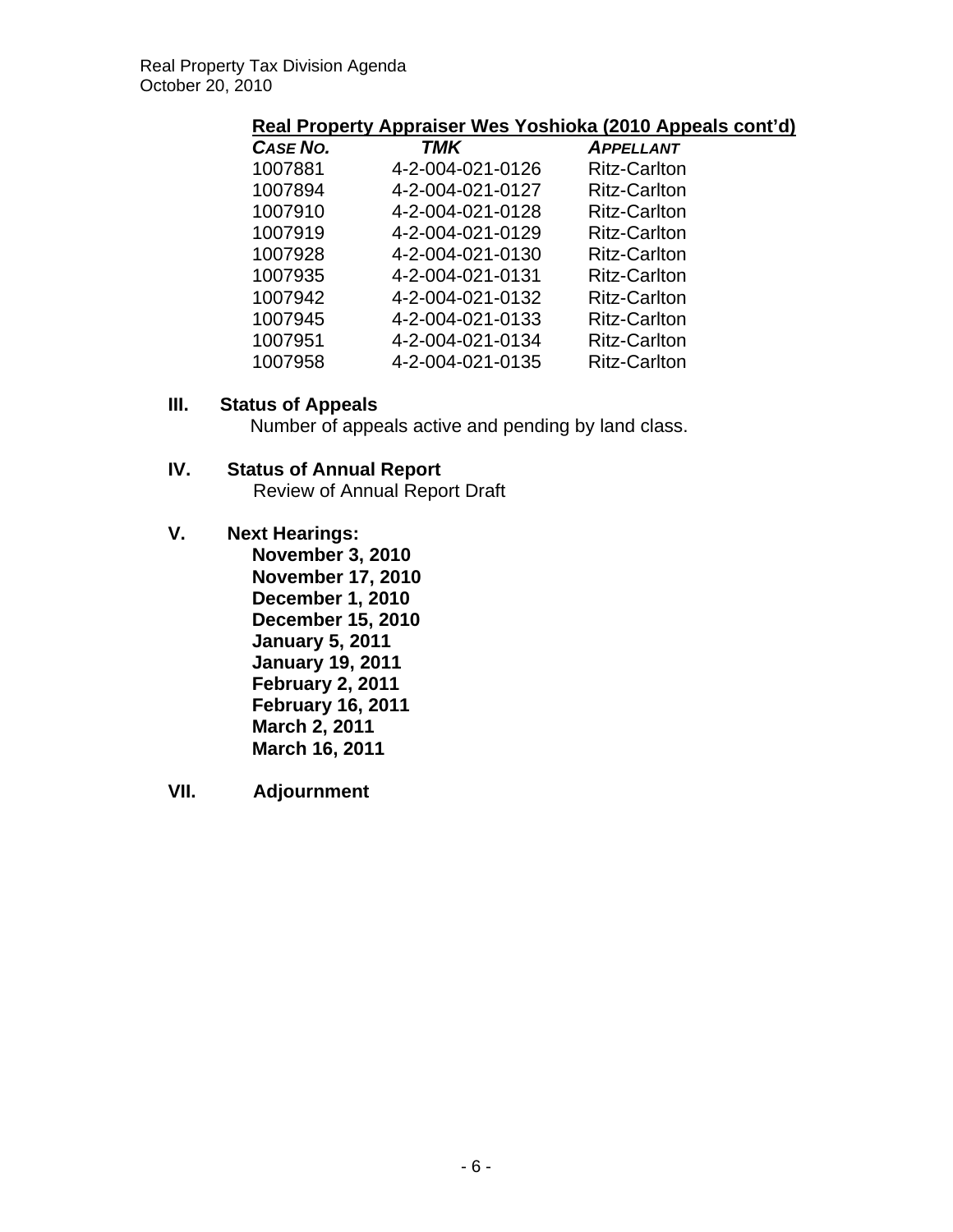**Real Property Appraiser Wes Yoshioka (2010 Appeals cont'd)**

| ***CASE NO.*** | ***TMK*** | ***APPELLANT*** |
|---|---|---|
| 1007881 | 4-2-004-021-0126 | Ritz-Carlton |
| 1007894 | 4-2-004-021-0127 | Ritz-Carlton |
| 1007910 | 4-2-004-021-0128 | Ritz-Carlton |
| 1007919 | 4-2-004-021-0129 | Ritz-Carlton |
| 1007928 | 4-2-004-021-0130 | Ritz-Carlton |
| 1007935 | 4-2-004-021-0131 | Ritz-Carlton |
| 1007942 | 4-2-004-021-0132 | Ritz-Carlton |
| 1007945 | 4-2-004-021-0133 | Ritz-Carlton |
| 1007951 | 4-2-004-021-0134 | Ritz-Carlton |
| 1007958 | 4-2-004-021-0135 | Ritz-Carlton |

**III. Status of Appeals**

Number of appeals active and pending by land class.

**IV. Status of Annual Report**

Review of Annual Report Draft

**V. Next Hearings:**

**November 3, 2010**
**November 17, 2010**
**December 1, 2010**
**December 15, 2010**
**January 5, 2011**
**January 19, 2011**
**February 2, 2011**
**February 16, 2011**
**March 2, 2011**
**March 16, 2011**

**VII. Adjournment**